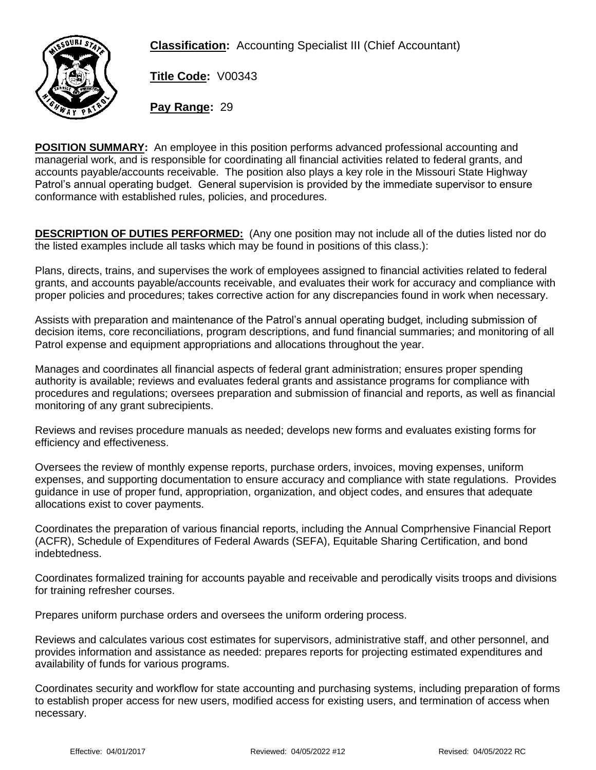**Classification:** Accounting Specialist III (Chief Accountant)

**Title Code:** V00343

**Pay Range:** 29

**POSITION SUMMARY:** An employee in this position performs advanced professional accounting and managerial work, and is responsible for coordinating all financial activities related to federal grants, and accounts payable/accounts receivable. The position also plays a key role in the Missouri State Highway Patrol's annual operating budget. General supervision is provided by the immediate supervisor to ensure conformance with established rules, policies, and procedures.

**DESCRIPTION OF DUTIES PERFORMED:** (Any one position may not include all of the duties listed nor do the listed examples include all tasks which may be found in positions of this class.):

Plans, directs, trains, and supervises the work of employees assigned to financial activities related to federal grants, and accounts payable/accounts receivable, and evaluates their work for accuracy and compliance with proper policies and procedures; takes corrective action for any discrepancies found in work when necessary.

Assists with preparation and maintenance of the Patrol's annual operating budget, including submission of decision items, core reconciliations, program descriptions, and fund financial summaries; and monitoring of all Patrol expense and equipment appropriations and allocations throughout the year.

Manages and coordinates all financial aspects of federal grant administration; ensures proper spending authority is available; reviews and evaluates federal grants and assistance programs for compliance with procedures and regulations; oversees preparation and submission of financial and reports, as well as financial monitoring of any grant subrecipients.

Reviews and revises procedure manuals as needed; develops new forms and evaluates existing forms for efficiency and effectiveness.

Oversees the review of monthly expense reports, purchase orders, invoices, moving expenses, uniform expenses, and supporting documentation to ensure accuracy and compliance with state regulations. Provides guidance in use of proper fund, appropriation, organization, and object codes, and ensures that adequate allocations exist to cover payments.

Coordinates the preparation of various financial reports, including the Annual Comprhensive Financial Report (ACFR), Schedule of Expenditures of Federal Awards (SEFA), Equitable Sharing Certification, and bond indebtedness.

Coordinates formalized training for accounts payable and receivable and perodically visits troops and divisions for training refresher courses.

Prepares uniform purchase orders and oversees the uniform ordering process.

Reviews and calculates various cost estimates for supervisors, administrative staff, and other personnel, and provides information and assistance as needed: prepares reports for projecting estimated expenditures and availability of funds for various programs.

Coordinates security and workflow for state accounting and purchasing systems, including preparation of forms to establish proper access for new users, modified access for existing users, and termination of access when necessary.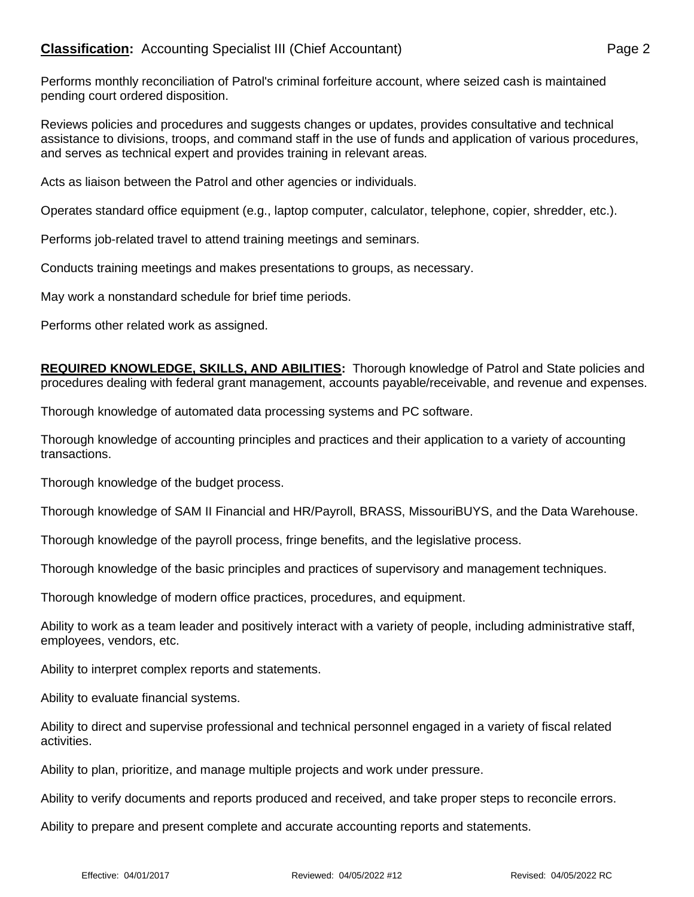Performs monthly reconciliation of Patrol's criminal forfeiture account, where seized cash is maintained pending court ordered disposition.

Reviews policies and procedures and suggests changes or updates, provides consultative and technical assistance to divisions, troops, and command staff in the use of funds and application of various procedures, and serves as technical expert and provides training in relevant areas.

Acts as liaison between the Patrol and other agencies or individuals.

Operates standard office equipment (e.g., laptop computer, calculator, telephone, copier, shredder, etc.).

Performs job-related travel to attend training meetings and seminars.

Conducts training meetings and makes presentations to groups, as necessary.

May work a nonstandard schedule for brief time periods.

Performs other related work as assigned.

**REQUIRED KNOWLEDGE, SKILLS, AND ABILITIES:** Thorough knowledge of Patrol and State policies and procedures dealing with federal grant management, accounts payable/receivable, and revenue and expenses.

Thorough knowledge of automated data processing systems and PC software.

Thorough knowledge of accounting principles and practices and their application to a variety of accounting transactions.

Thorough knowledge of the budget process.

Thorough knowledge of SAM II Financial and HR/Payroll, BRASS, MissouriBUYS, and the Data Warehouse.

Thorough knowledge of the payroll process, fringe benefits, and the legislative process.

Thorough knowledge of the basic principles and practices of supervisory and management techniques.

Thorough knowledge of modern office practices, procedures, and equipment.

Ability to work as a team leader and positively interact with a variety of people, including administrative staff, employees, vendors, etc.

Ability to interpret complex reports and statements.

Ability to evaluate financial systems.

Ability to direct and supervise professional and technical personnel engaged in a variety of fiscal related activities.

Ability to plan, prioritize, and manage multiple projects and work under pressure.

Ability to verify documents and reports produced and received, and take proper steps to reconcile errors.

Ability to prepare and present complete and accurate accounting reports and statements.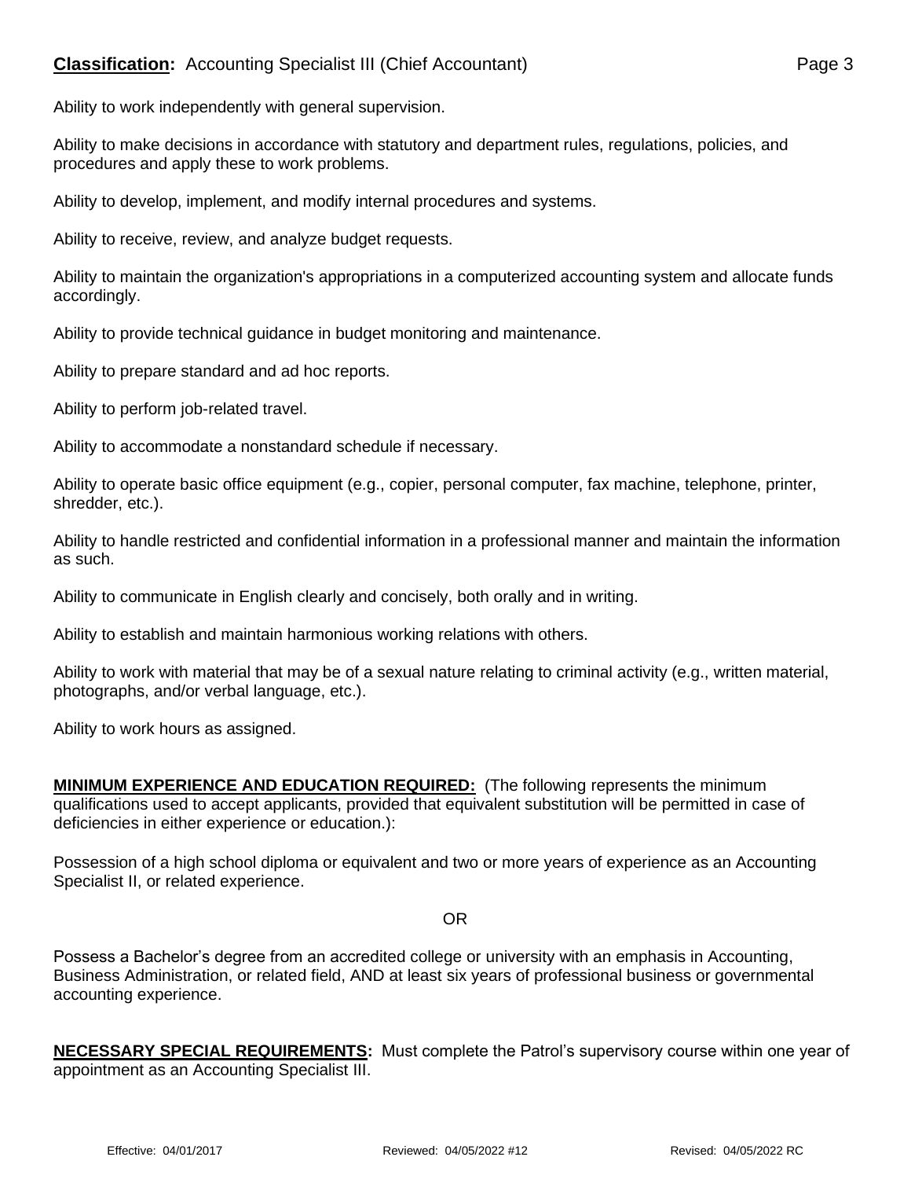Ability to work independently with general supervision.

Ability to make decisions in accordance with statutory and department rules, regulations, policies, and procedures and apply these to work problems.

Ability to develop, implement, and modify internal procedures and systems.

Ability to receive, review, and analyze budget requests.

Ability to maintain the organization's appropriations in a computerized accounting system and allocate funds accordingly.

Ability to provide technical guidance in budget monitoring and maintenance.

Ability to prepare standard and ad hoc reports.

Ability to perform job-related travel.

Ability to accommodate a nonstandard schedule if necessary.

Ability to operate basic office equipment (e.g., copier, personal computer, fax machine, telephone, printer, shredder, etc.).

Ability to handle restricted and confidential information in a professional manner and maintain the information as such.

Ability to communicate in English clearly and concisely, both orally and in writing.

Ability to establish and maintain harmonious working relations with others.

Ability to work with material that may be of a sexual nature relating to criminal activity (e.g., written material, photographs, and/or verbal language, etc.).

Ability to work hours as assigned.

**MINIMUM EXPERIENCE AND EDUCATION REQUIRED:** (The following represents the minimum qualifications used to accept applicants, provided that equivalent substitution will be permitted in case of deficiencies in either experience or education.):

Possession of a high school diploma or equivalent and two or more years of experience as an Accounting Specialist II, or related experience.

OR

Possess a Bachelor's degree from an accredited college or university with an emphasis in Accounting, Business Administration, or related field, AND at least six years of professional business or governmental accounting experience.

**NECESSARY SPECIAL REQUIREMENTS:** Must complete the Patrol's supervisory course within one year of appointment as an Accounting Specialist III.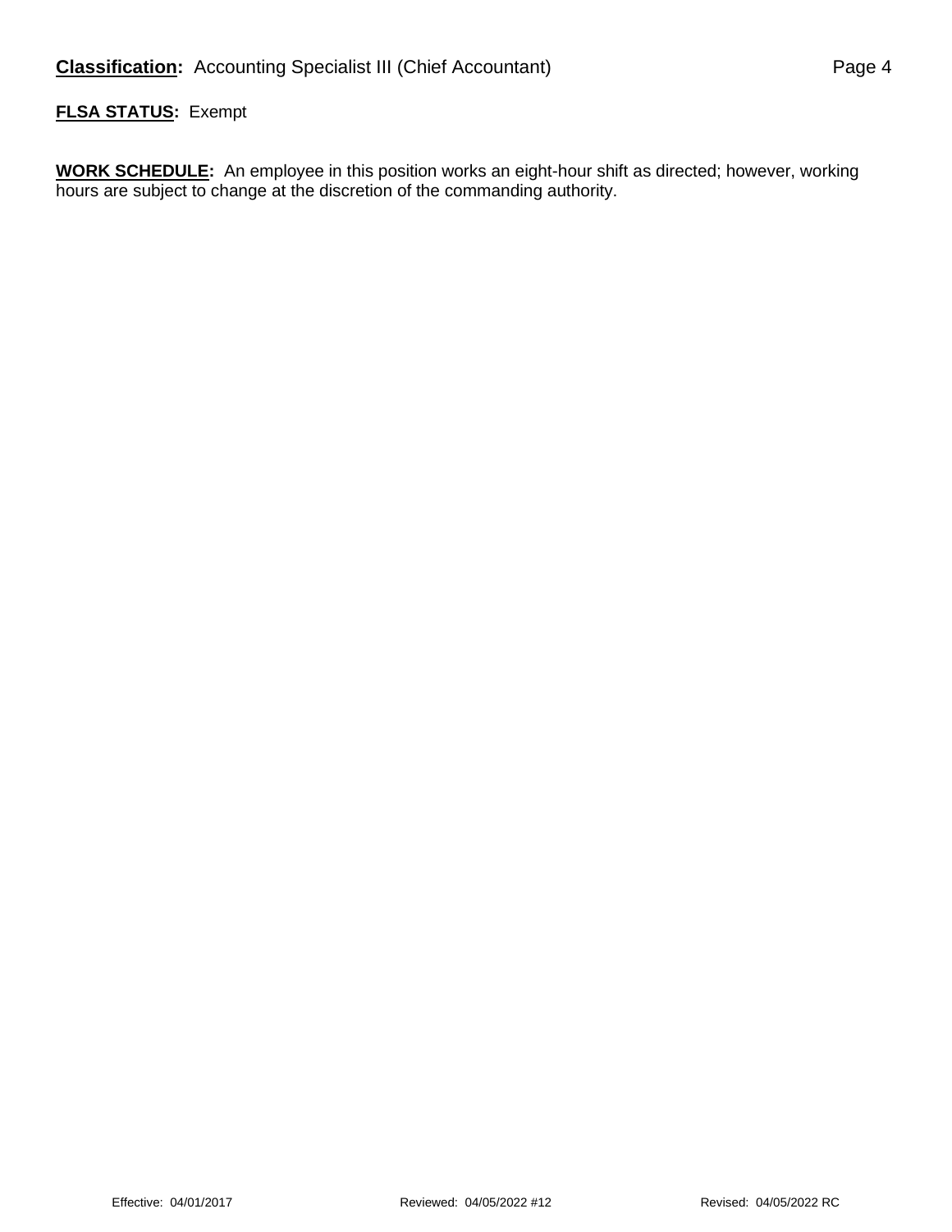**FLSA STATUS:** Exempt

**WORK SCHEDULE:** An employee in this position works an eight-hour shift as directed; however, working hours are subject to change at the discretion of the commanding authority.